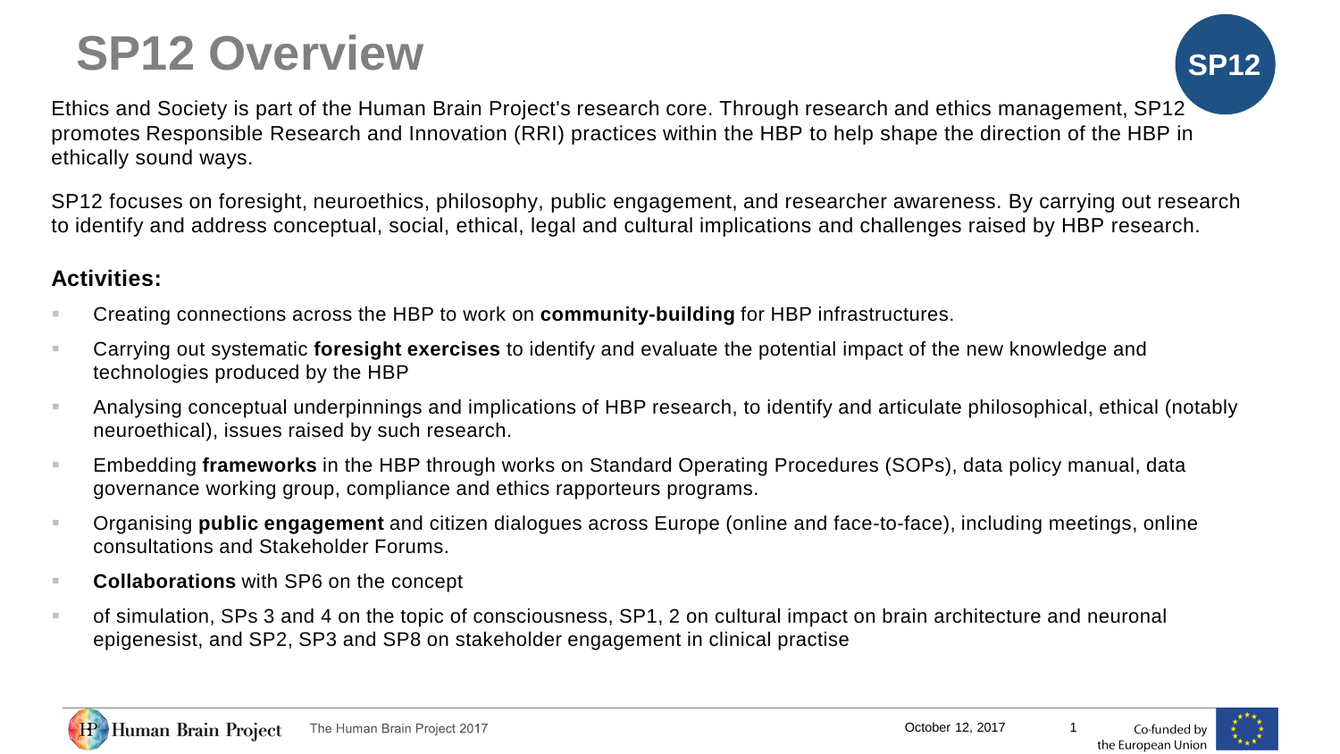# SP12 Overview

Ethics and Society is part of the Human Brain Project's research core. Through research and ethics management, SP12 promotes Responsible Research and Innovation (RRI) practices within the HBP to help shape the direction of the HBP in ethically sound ways.

SP12 focuses on foresight, neuroethics, philosophy, public engagement, and researcher awareness. By carrying out research to identify and address conceptual, social, ethical, legal and cultural implications and challenges raised by HBP research.

**Activities:**

- Creating connections across the HBP to work on **community-building** for HBP infrastructures.
- Carrying out systematic **foresight exercises** to identify and evaluate the potential impact of the new knowledge and technologies produced by the HBP
- Analysing conceptual underpinnings and implications of HBP research, to identify and articulate philosophical, ethical (notably neuroethical), issues raised by such research.
- Embedding **frameworks** in the HBP through works on Standard Operating Procedures (SOPs), data policy manual, data governance working group, compliance and ethics rapporteurs programs.
- Organising **public engagement** and citizen dialogues across Europe (online and face-to-face), including meetings, online consultations and Stakeholder Forums.
- **Collaborations** with SP6 on the concept
- of simulation, SPs 3 and 4 on the topic of consciousness, SP1, 2 on cultural impact on brain architecture and neuronal epigenesist, and SP2, SP3 and SP8 on stakeholder engagement in clinical practise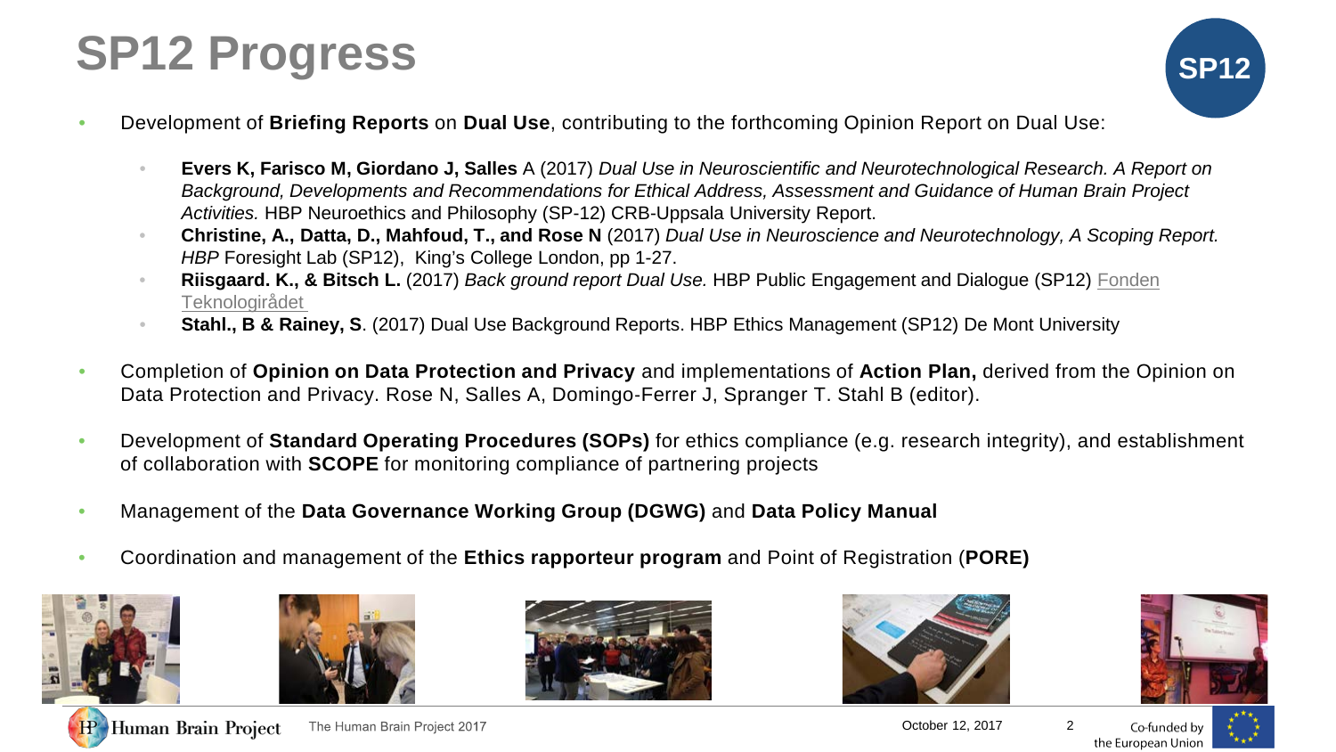# SP12 Progress

SP12

- Development of **Briefing Reports** on **Dual Use**, contributing to the forthcoming Opinion Report on Dual Use:
  - **Evers K, Farisco M, Giordano J, Salles** A (2017) *Dual Use in Neuroscientific and Neurotechnological Research. A Report on Background, Developments and Recommendations for Ethical Address, Assessment and Guidance of Human Brain Project Activities.* HBP Neuroethics and Philosophy (SP-12) CRB-Uppsala University Report.
  - **Christine, A., Datta, D., Mahfoud, T., and Rose N** (2017) *Dual Use in Neuroscience and Neurotechnology, A Scoping Report. HBP* Foresight Lab (SP12), King's College London, pp 1-27.
  - **Riisgaard. K., & Bitsch L.** (2017) *Back ground report Dual Use.* HBP Public Engagement and Dialogue (SP12) Fonden Teknologirådet
  - **Stahl., B & Rainey, S**. (2017) Dual Use Background Reports. HBP Ethics Management (SP12) De Mont University
- Completion of **Opinion on Data Protection and Privacy** and implementations of **Action Plan,** derived from the Opinion on Data Protection and Privacy. Rose N, Salles A, Domingo-Ferrer J, Spranger T. Stahl B (editor).
- Development of **Standard Operating Procedures (SOPs)** for ethics compliance (e.g. research integrity), and establishment of collaboration with **SCOPE** for monitoring compliance of partnering projects
- Management of the **Data Governance Working Group (DGWG)** and **Data Policy Manual**
- Coordination and management of the **Ethics rapporteur program** and Point of Registration (**PORE)**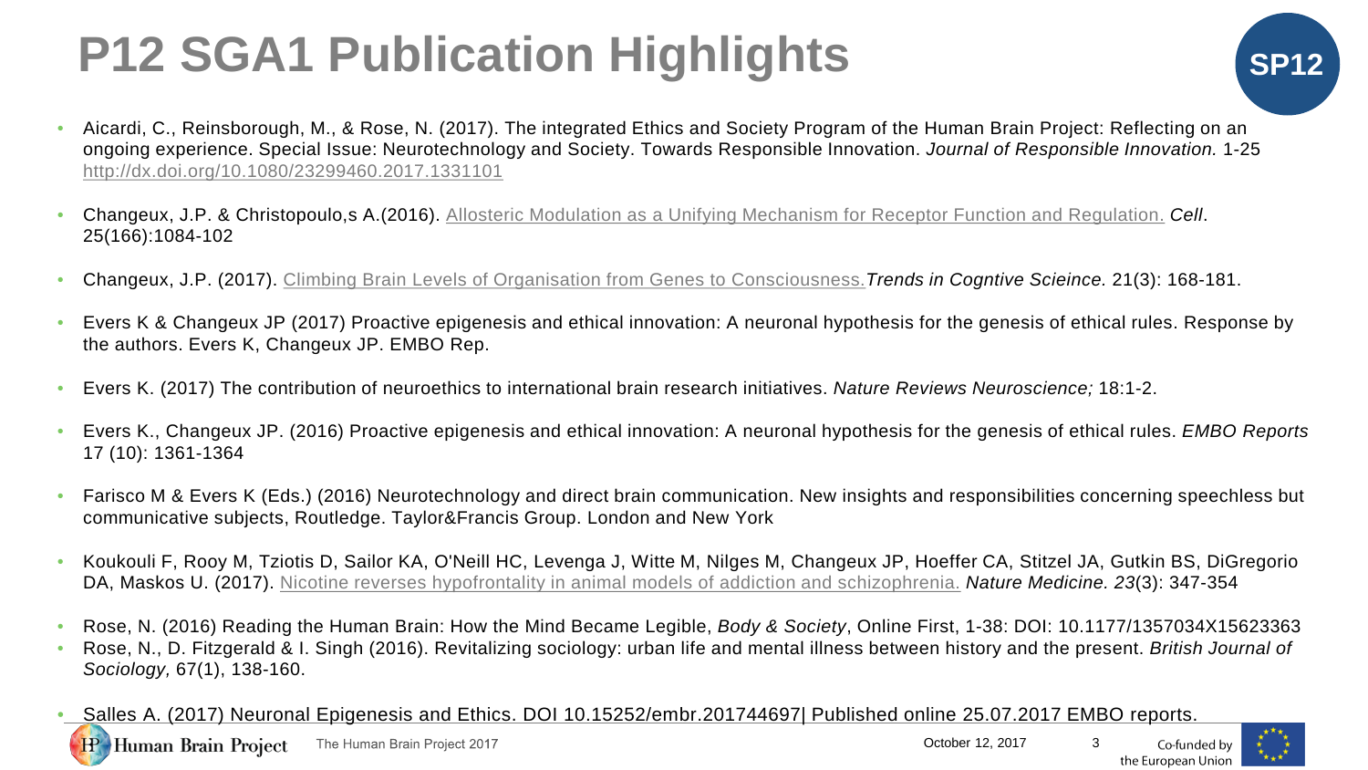# P12 SGA1 Publication Highlights

SP12

- Aicardi, C., Reinsborough, M., & Rose, N. (2017). The integrated Ethics and Society Program of the Human Brain Project: Reflecting on an ongoing experience. Special Issue: Neurotechnology and Society. Towards Responsible Innovation. *Journal of Responsible Innovation.* 1-25 http://dx.doi.org/10.1080/23299460.2017.1331101
- Changeux, J.P. & Christopoulo,s A.(2016). Allosteric Modulation as a Unifying Mechanism for Receptor Function and Regulation. *Cell*. 25(166):1084-102
- Changeux, J.P. (2017). Climbing Brain Levels of Organisation from Genes to Consciousness.*Trends in Cogntive Scieince.* 21(3): 168-181.
- Evers K & Changeux JP (2017) Proactive epigenesis and ethical innovation: A neuronal hypothesis for the genesis of ethical rules. Response by the authors. Evers K, Changeux JP. EMBO Rep.
- Evers K. (2017) The contribution of neuroethics to international brain research initiatives. *Nature Reviews Neuroscience;* 18:1-2.
- Evers K., Changeux JP. (2016) Proactive epigenesis and ethical innovation: A neuronal hypothesis for the genesis of ethical rules. *EMBO Reports* 17 (10): 1361-1364
- Farisco M & Evers K (Eds.) (2016) Neurotechnology and direct brain communication. New insights and responsibilities concerning speechless but communicative subjects, Routledge. Taylor&Francis Group. London and New York
- Koukouli F, Rooy M, Tziotis D, Sailor KA, O'Neill HC, Levenga J, Witte M, Nilges M, Changeux JP, Hoeffer CA, Stitzel JA, Gutkin BS, DiGregorio DA, Maskos U. (2017). Nicotine reverses hypofrontality in animal models of addiction and schizophrenia. *Nature Medicine. 23*(3): 347-354
- Rose, N. (2016) Reading the Human Brain: How the Mind Became Legible, *Body & Society*, Online First, 1-38: DOI: 10.1177/1357034X15623363
- Rose, N., D. Fitzgerald & I. Singh (2016). Revitalizing sociology: urban life and mental illness between history and the present. *British Journal of Sociology,* 67(1), 138-160.
- Salles A. (2017) Neuronal Epigenesis and Ethics. DOI 10.15252/embr.201744697| Published online 25.07.2017 EMBO reports.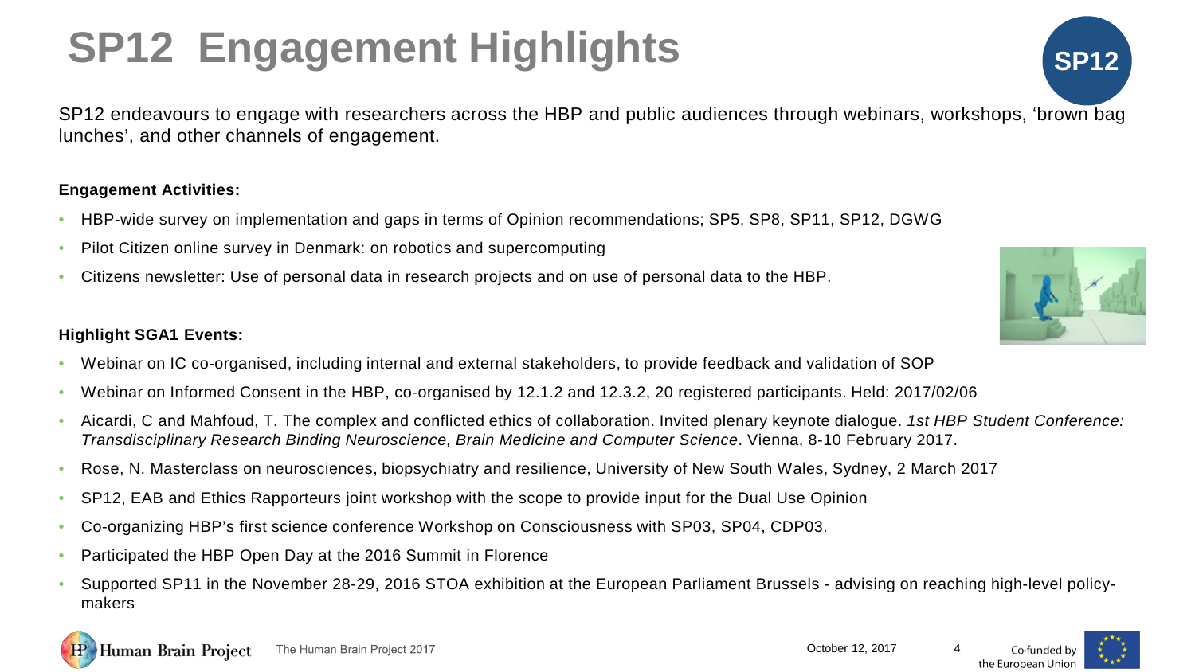# SP12 Engagement Highlights

SP12 endeavours to engage with researchers across the HBP and public audiences through webinars, workshops, 'brown bag lunches', and other channels of engagement.

**Engagement Activities:**

- HBP-wide survey on implementation and gaps in terms of Opinion recommendations; SP5, SP8, SP11, SP12, DGWG
- Pilot Citizen online survey in Denmark: on robotics and supercomputing
- Citizens newsletter: Use of personal data in research projects and on use of personal data to the HBP.

**Highlight SGA1 Events:**

- Webinar on IC co-organised, including internal and external stakeholders, to provide feedback and validation of SOP
- Webinar on Informed Consent in the HBP, co-organised by 12.1.2 and 12.3.2, 20 registered participants. Held: 2017/02/06
- Aicardi, C and Mahfoud, T. The complex and conflicted ethics of collaboration. Invited plenary keynote dialogue. *1st HBP Student Conference: Transdisciplinary Research Binding Neuroscience, Brain Medicine and Computer Science*. Vienna, 8-10 February 2017.
- Rose, N. Masterclass on neurosciences, biopsychiatry and resilience, University of New South Wales, Sydney, 2 March 2017
- SP12, EAB and Ethics Rapporteurs joint workshop with the scope to provide input for the Dual Use Opinion
- Co-organizing HBP's first science conference Workshop on Consciousness with SP03, SP04, CDP03.
- Participated the HBP Open Day at the 2016 Summit in Florence
- Supported SP11 in the November 28-29, 2016 STOA exhibition at the European Parliament Brussels - advising on reaching high-level policy-makers